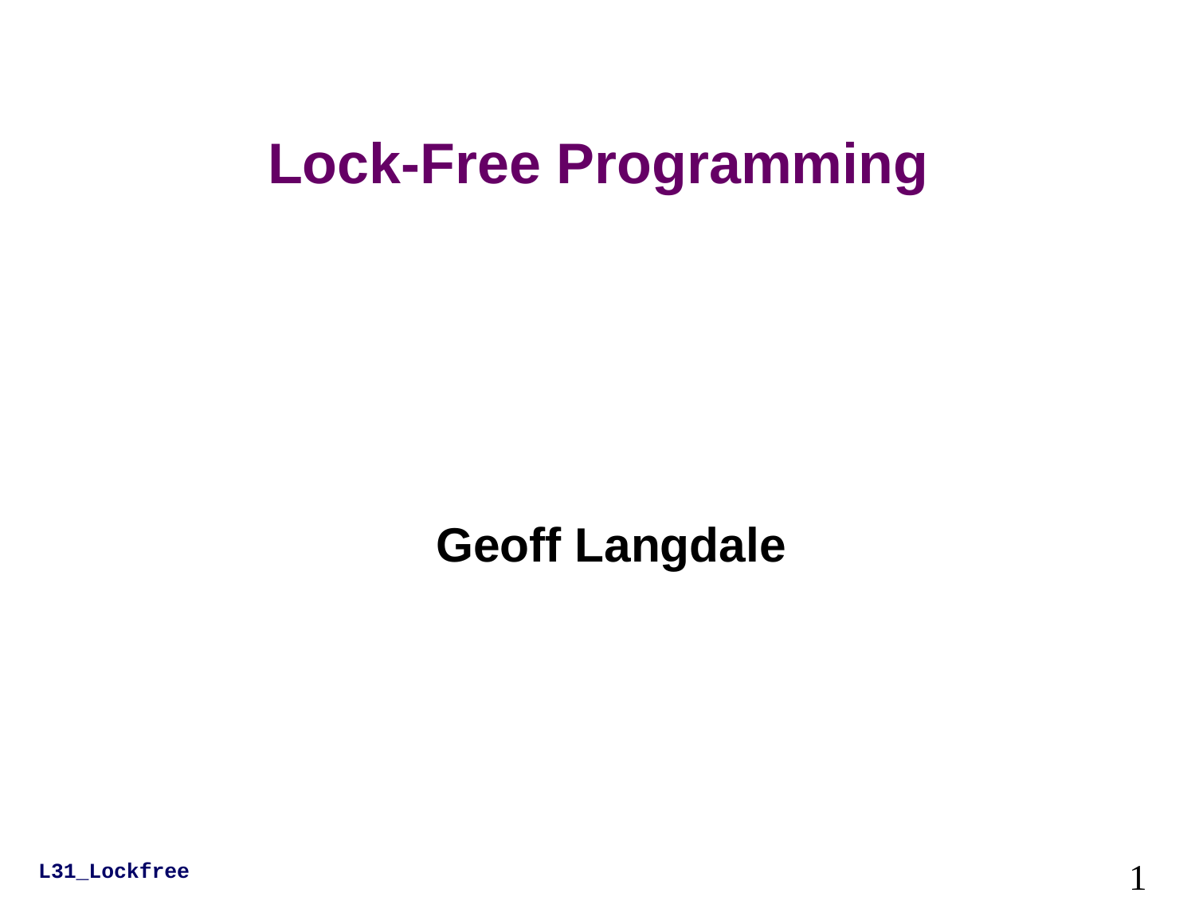# Lock-Free Programming

**Geoff Langdale**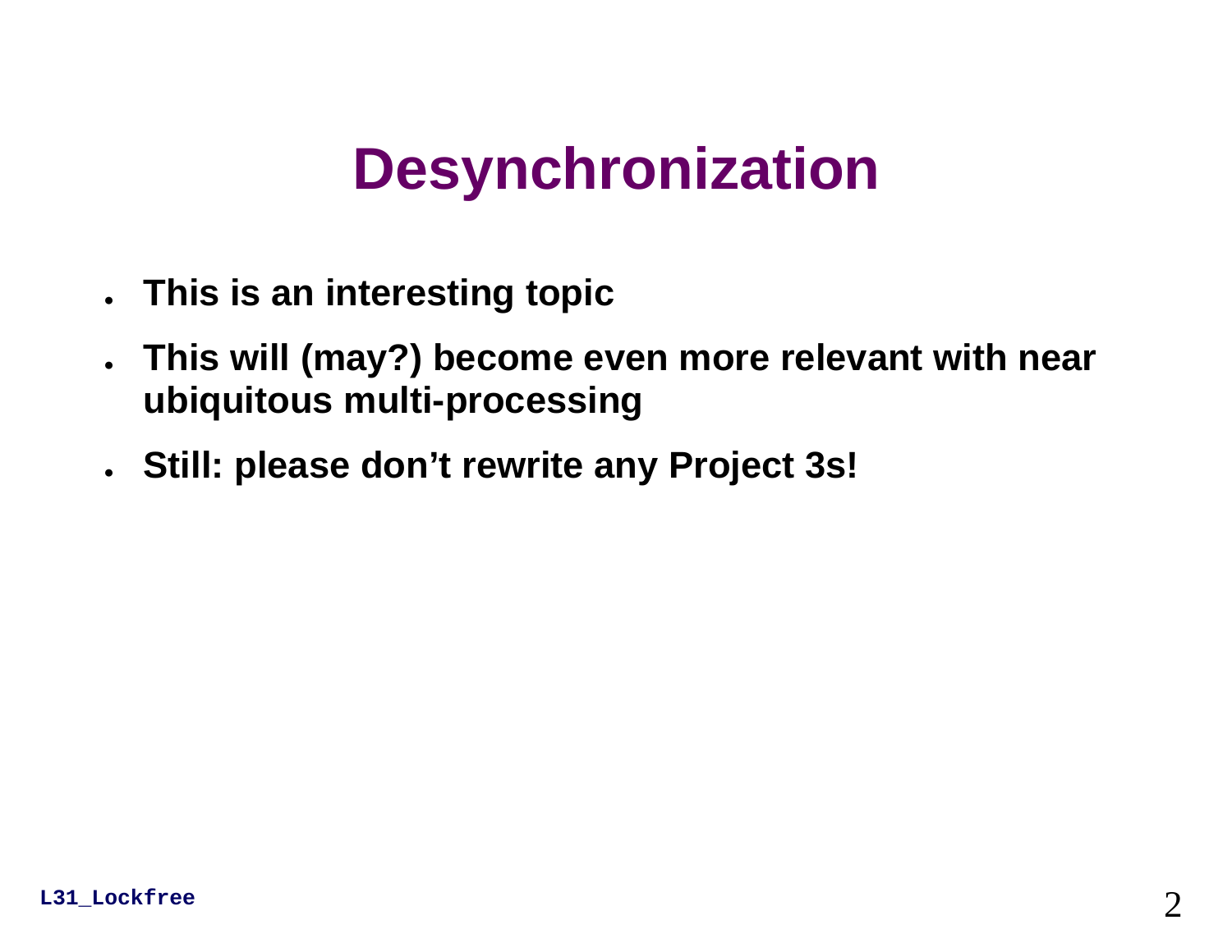# Desynchronization

- **This is an interesting topic**
- **This will (may?) become even more relevant with near ubiquitous multi-processing**
- **Still: please don't rewrite any Project 3s!**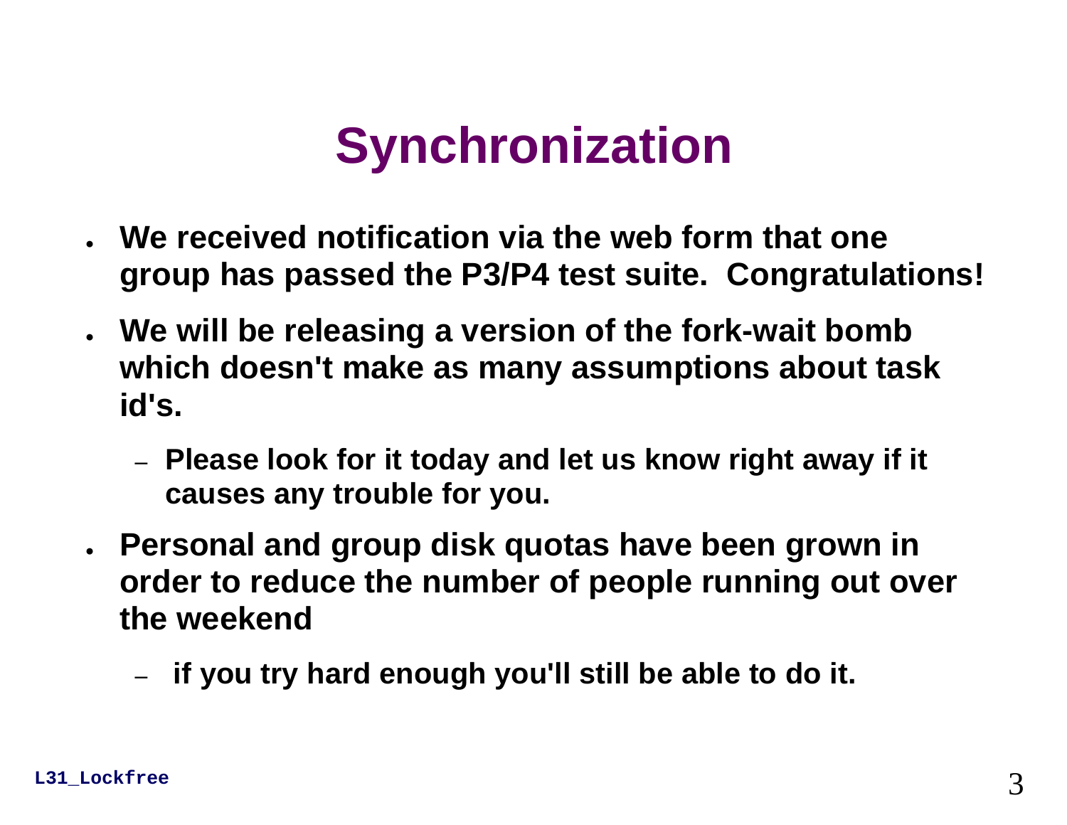# Synchronization

- We received notification via the web form that one group has passed the P3/P4 test suite. Congratulations!
- We will be releasing a version of the fork-wait bomb which doesn't make as many assumptions about task id's.
  - Please look for it today and let us know right away if it causes any trouble for you.
- Personal and group disk quotas have been grown in order to reduce the number of people running out over the weekend
  - if you try hard enough you'll still be able to do it.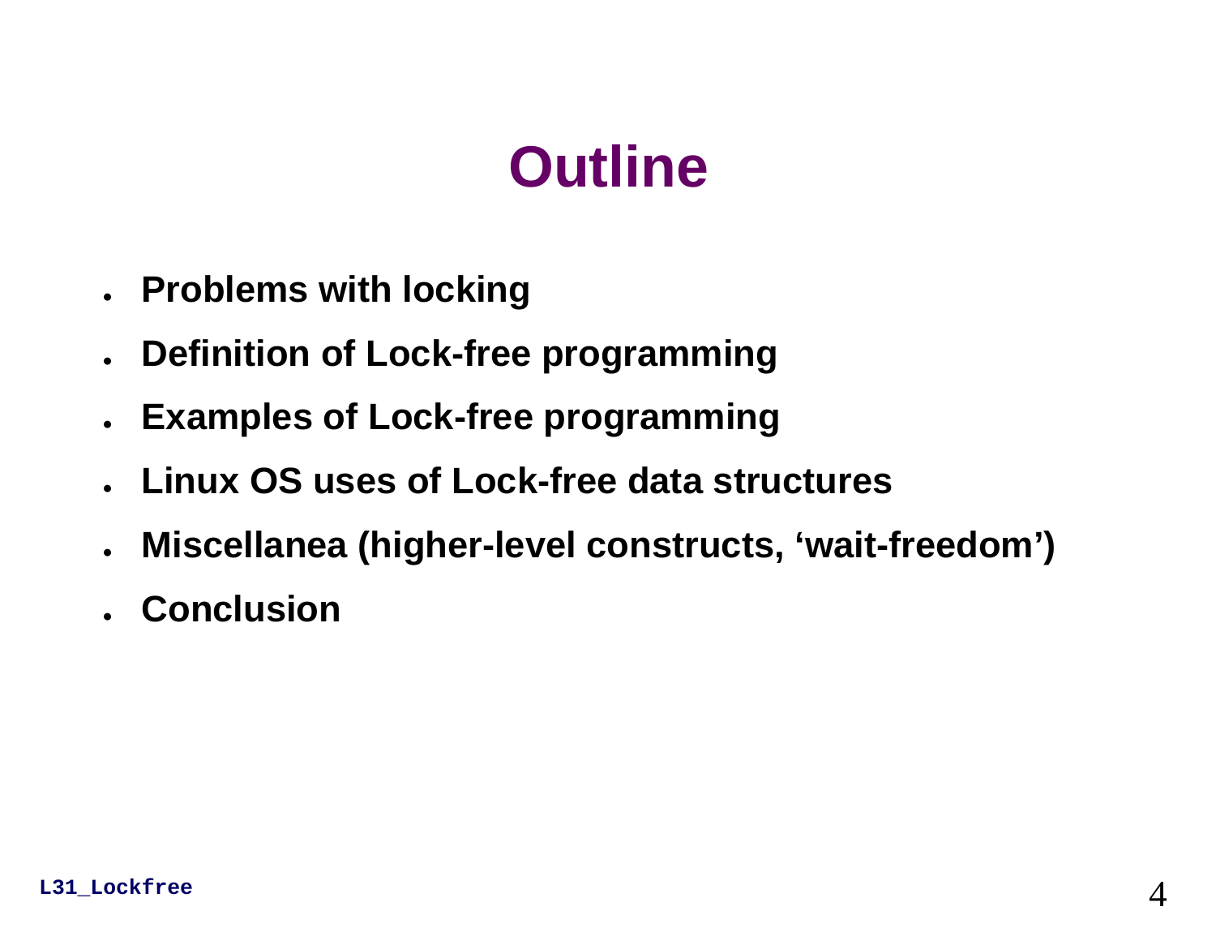# Outline

- **Problems with locking**
- **Definition of Lock-free programming**
- **Examples of Lock-free programming**
- **Linux OS uses of Lock-free data structures**
- **Miscellanea (higher-level constructs, ‘wait-freedom’)**
- **Conclusion**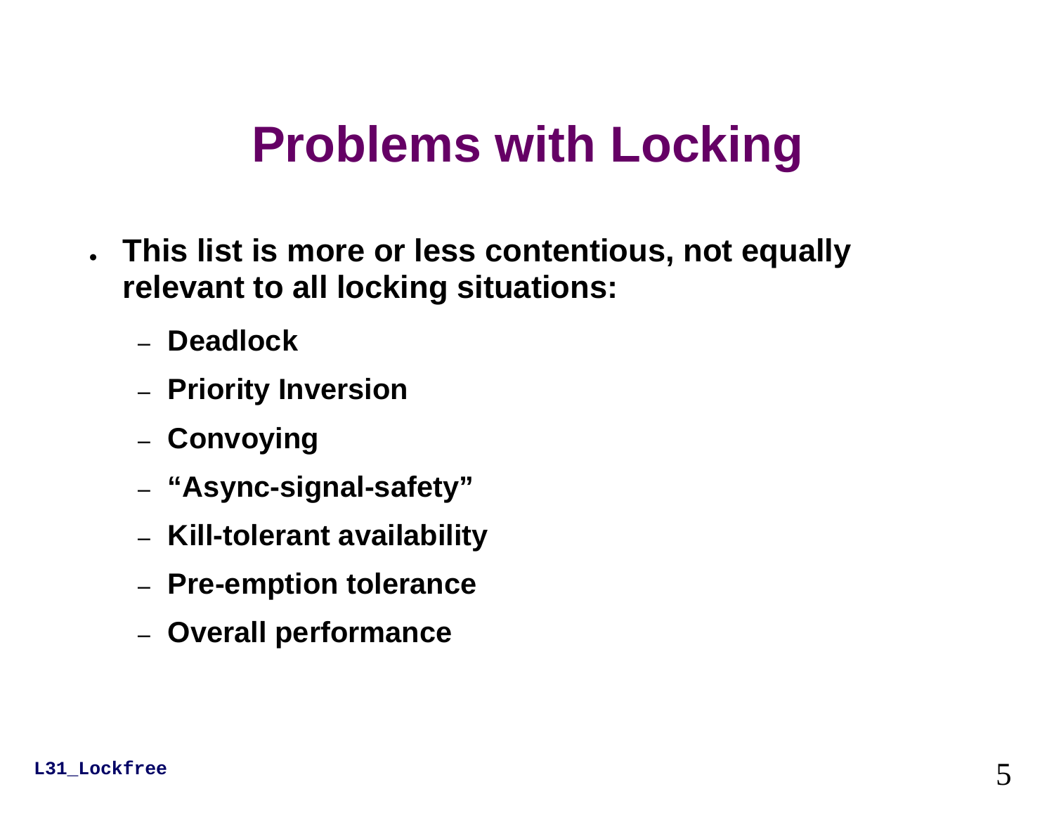# Problems with Locking

- **This list is more or less contentious, not equally relevant to all locking situations:**
  - **Deadlock**
  - **Priority Inversion**
  - **Convoying**
  - **“Async-signal-safety”**
  - **Kill-tolerant availability**
  - **Pre-emption tolerance**
  - **Overall performance**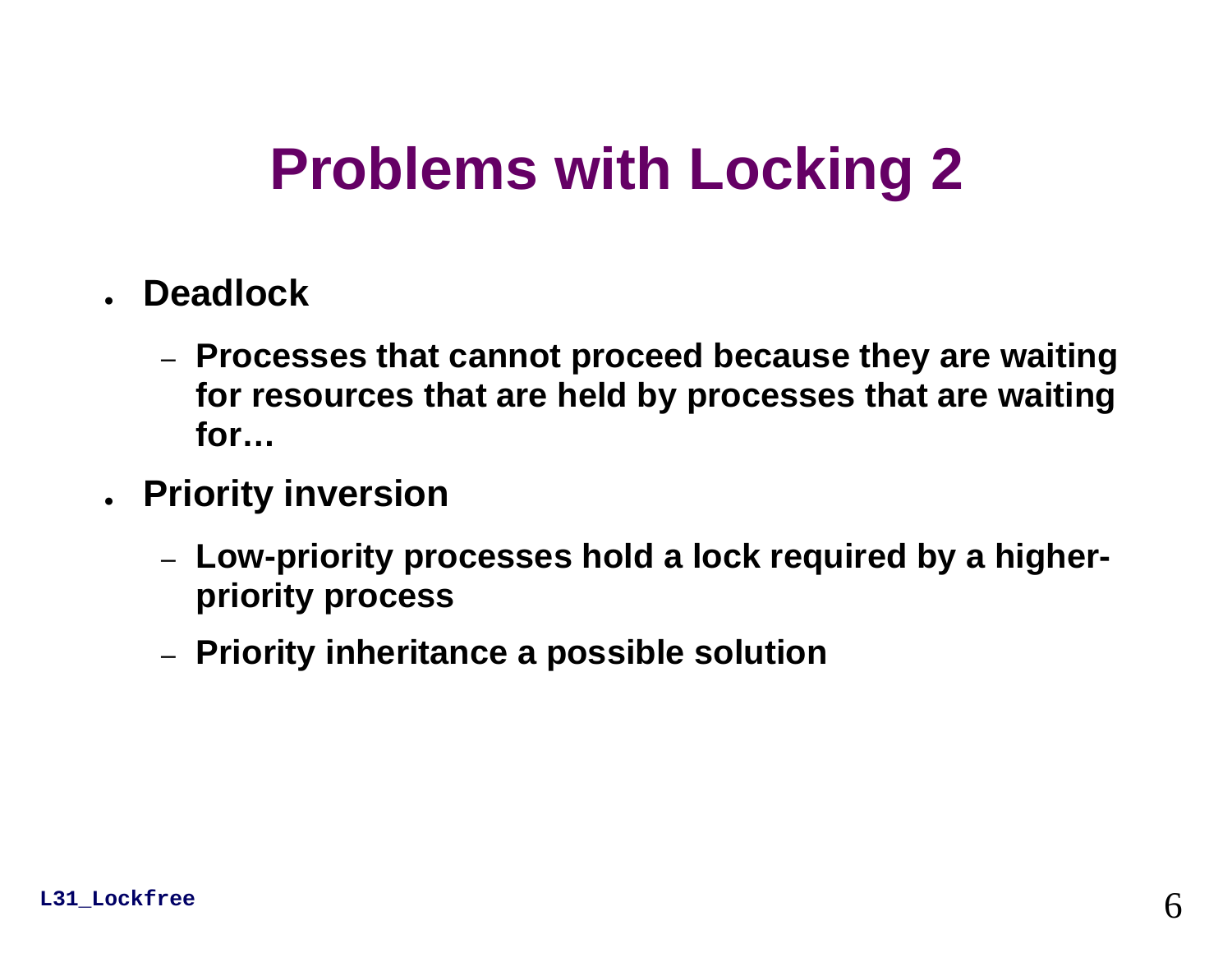# Problems with Locking 2

- **Deadlock**
  - **Processes that cannot proceed because they are waiting for resources that are held by processes that are waiting for…**
- **Priority inversion**
  - **Low-priority processes hold a lock required by a higher-priority process**
  - **Priority inheritance a possible solution**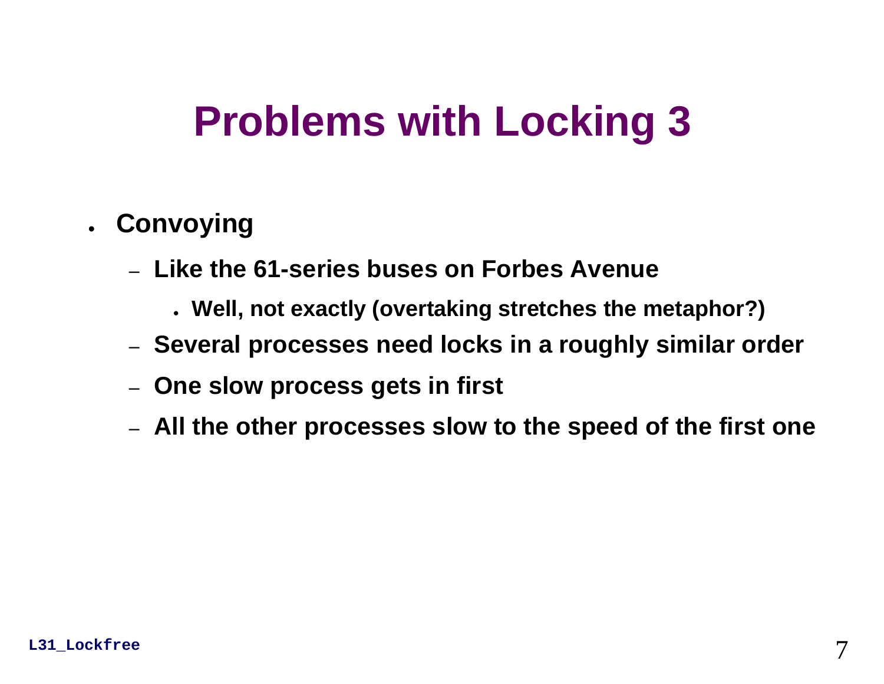# Problems with Locking 3

- **Convoying**
  - **Like the 61-series buses on Forbes Avenue**
    - **Well, not exactly (overtaking stretches the metaphor?)**
  - **Several processes need locks in a roughly similar order**
  - **One slow process gets in first**
  - **All the other processes slow to the speed of the first one**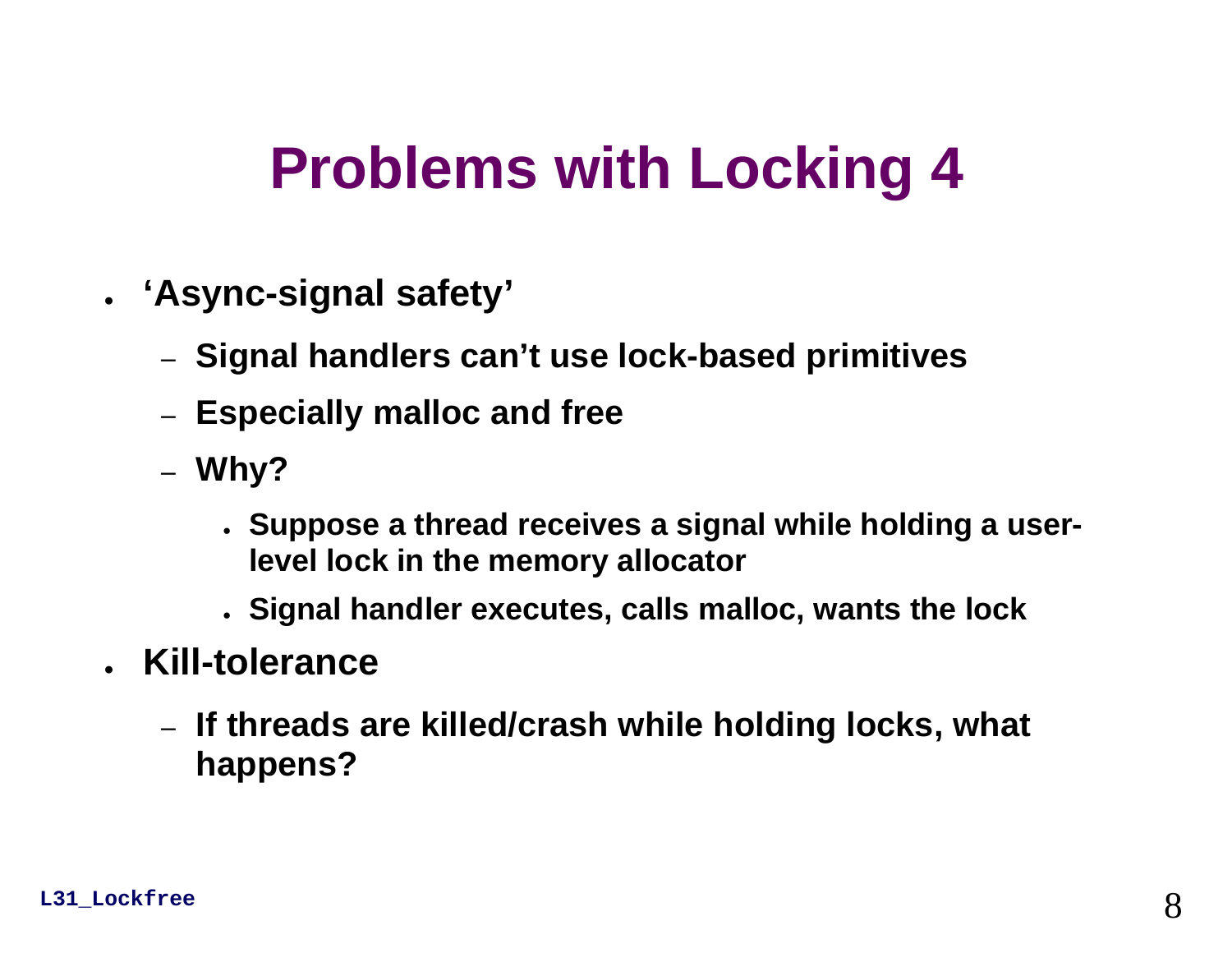# Problems with Locking 4

- **'Async-signal safety'**
  - **Signal handlers can't use lock-based primitives**
  - **Especially malloc and free**
  - **Why?**
    - **Suppose a thread receives a signal while holding a user-level lock in the memory allocator**
    - **Signal handler executes, calls malloc, wants the lock**
- **Kill-tolerance**
  - **If threads are killed/crash while holding locks, what happens?**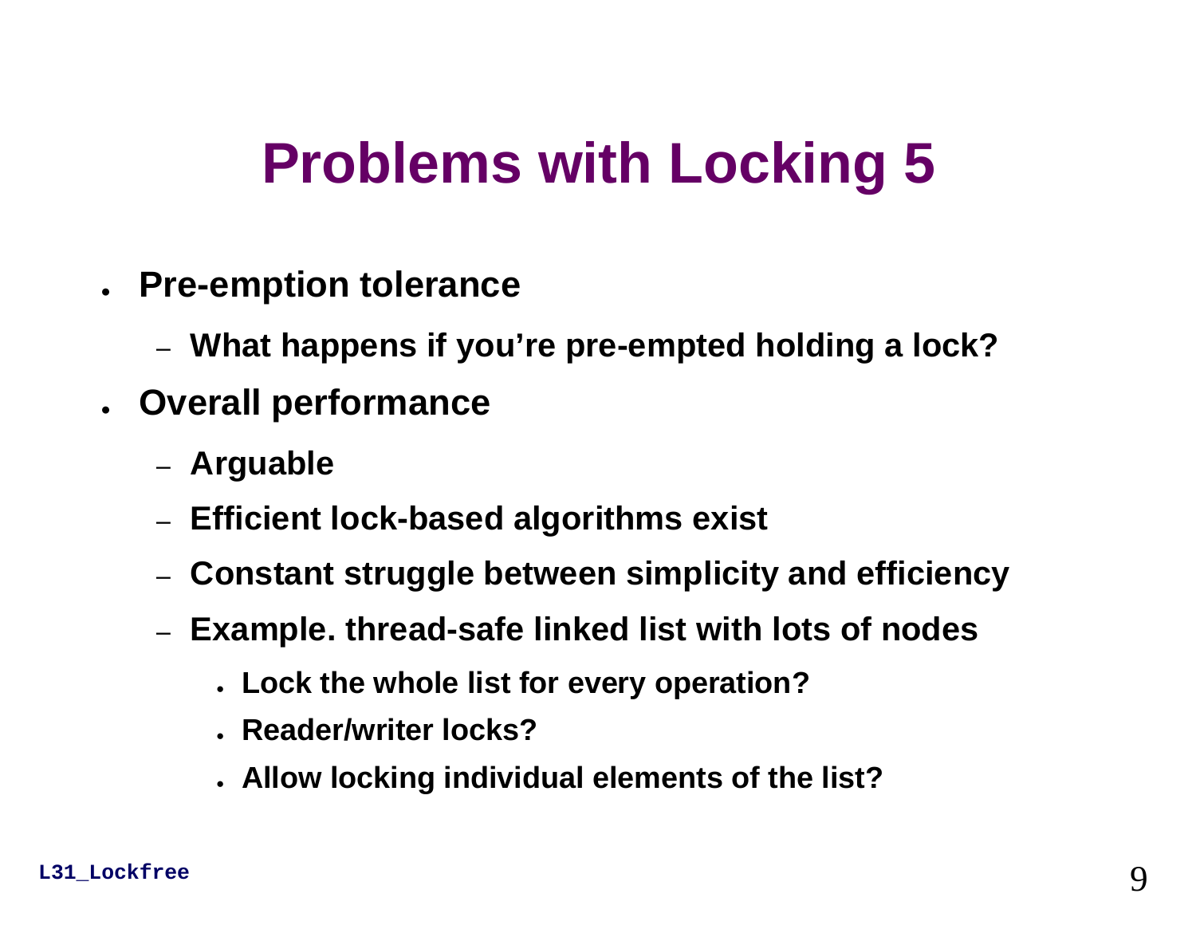# Problems with Locking 5

- **Pre-emption tolerance**
  - **What happens if you're pre-empted holding a lock?**
- **Overall performance**
  - **Arguable**
  - **Efficient lock-based algorithms exist**
  - **Constant struggle between simplicity and efficiency**
  - **Example. thread-safe linked list with lots of nodes**
    - **Lock the whole list for every operation?**
    - **Reader/writer locks?**
    - **Allow locking individual elements of the list?**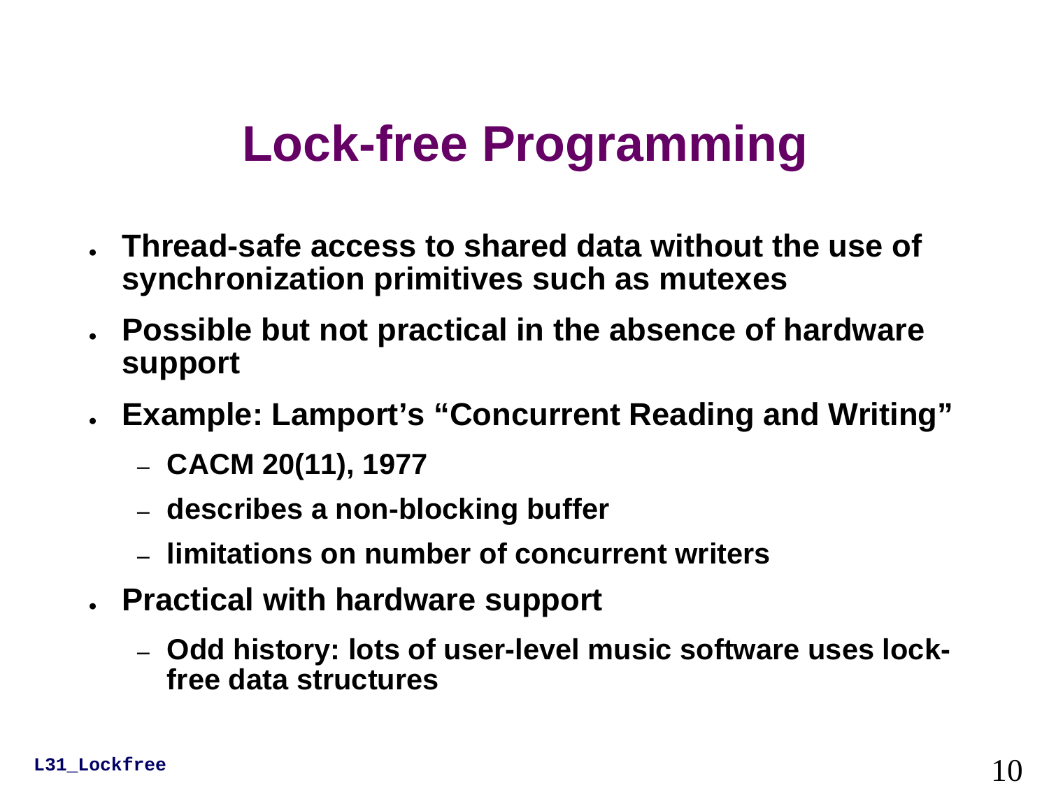# Lock-free Programming

- Thread-safe access to shared data without the use of synchronization primitives such as mutexes
- Possible but not practical in the absence of hardware support
- Example: Lamport's "Concurrent Reading and Writing"
  - CACM 20(11), 1977
  - describes a non-blocking buffer
  - limitations on number of concurrent writers
- Practical with hardware support
  - Odd history: lots of user-level music software uses lock-free data structures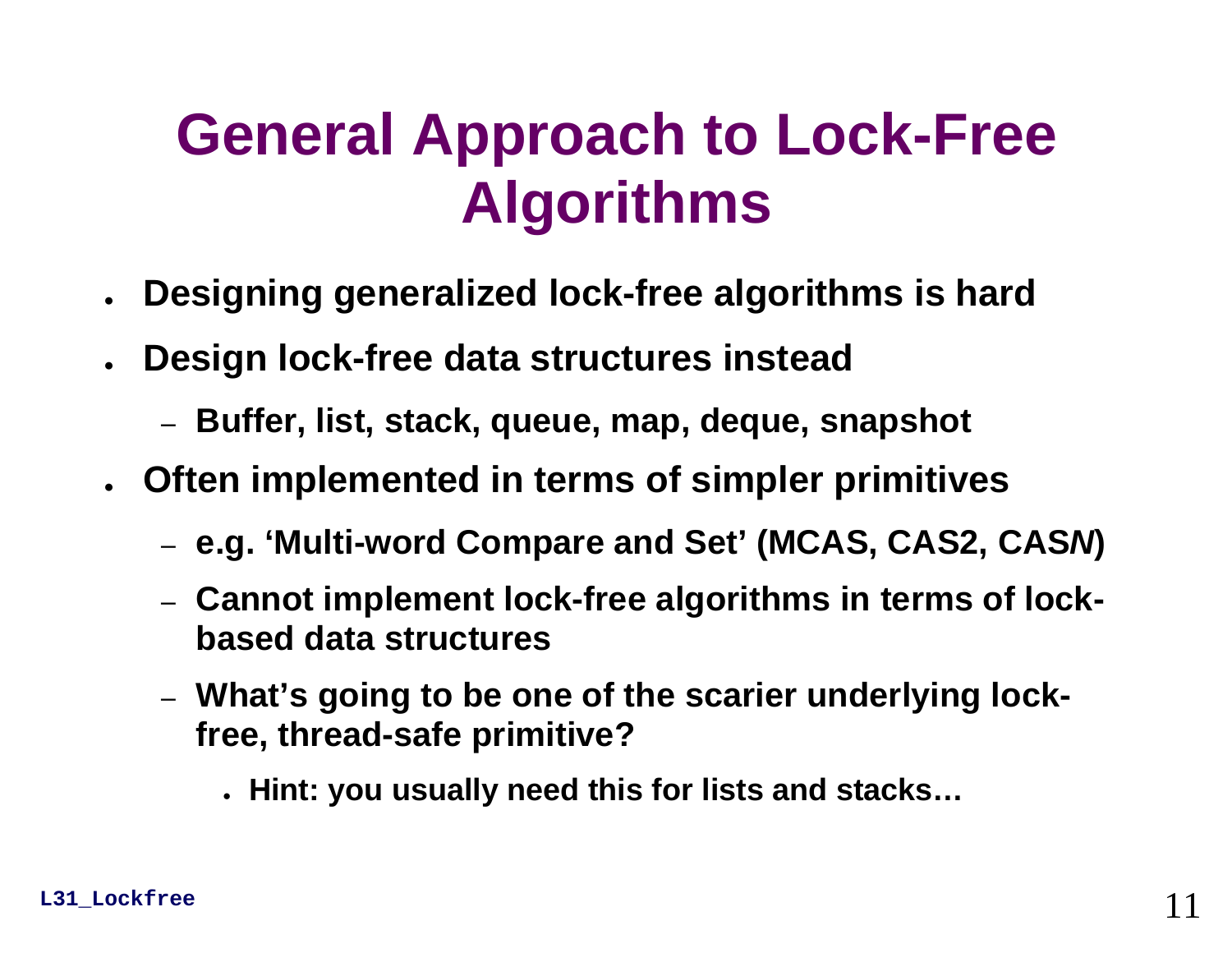# General Approach to Lock-Free Algorithms

- **Designing generalized lock-free algorithms is hard**
- **Design lock-free data structures instead**
  - **Buffer, list, stack, queue, map, deque, snapshot**
- **Often implemented in terms of simpler primitives**
  - **e.g. 'Multi-word Compare and Set' (MCAS, CAS2, CAS*N*)**
  - **Cannot implement lock-free algorithms in terms of lock-based data structures**
  - **What's going to be one of the scarier underlying lock-free, thread-safe primitive?**
    - **Hint: you usually need this for lists and stacks…**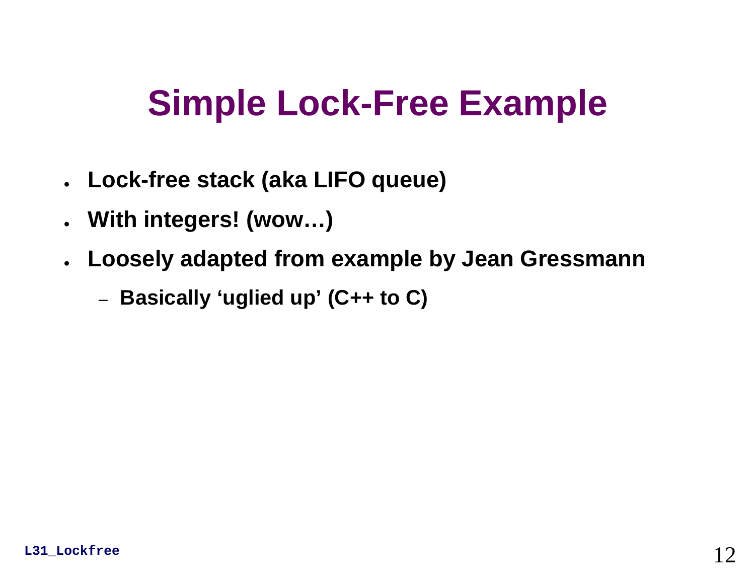# Simple Lock-Free Example

- Lock-free stack (aka LIFO queue)
- With integers! (wow…)
- Loosely adapted from example by Jean Gressmann
  - Basically ‘uglied up’ (C++ to C)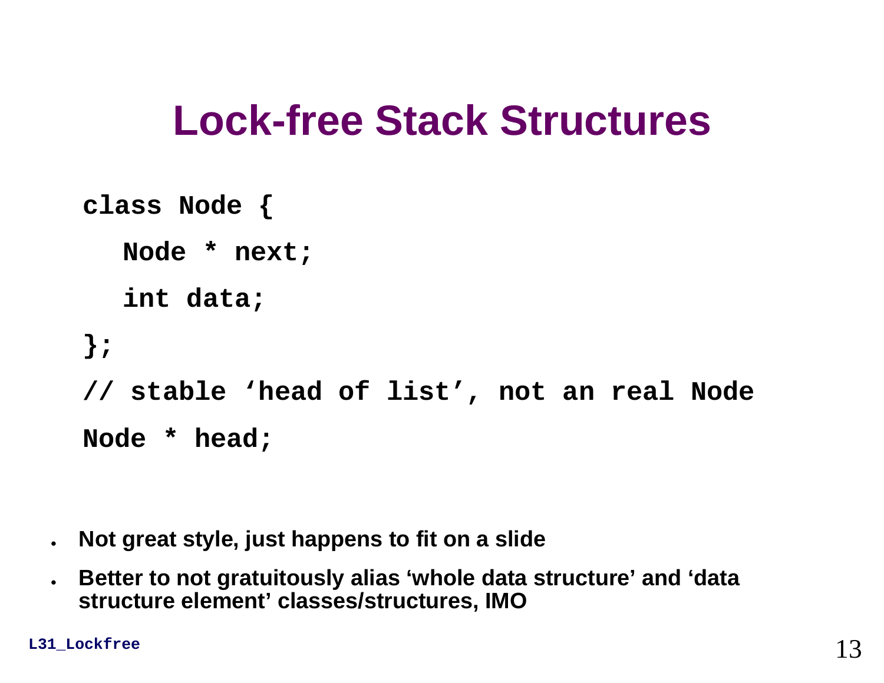# Lock-free Stack Structures

```
class Node {
   Node * next;
   int data;
};
// stable 'head of list', not an real Node
Node * head;
```

- **Not great style, just happens to fit on a slide**
- **Better to not gratuitously alias 'whole data structure' and 'data structure element' classes/structures, IMO**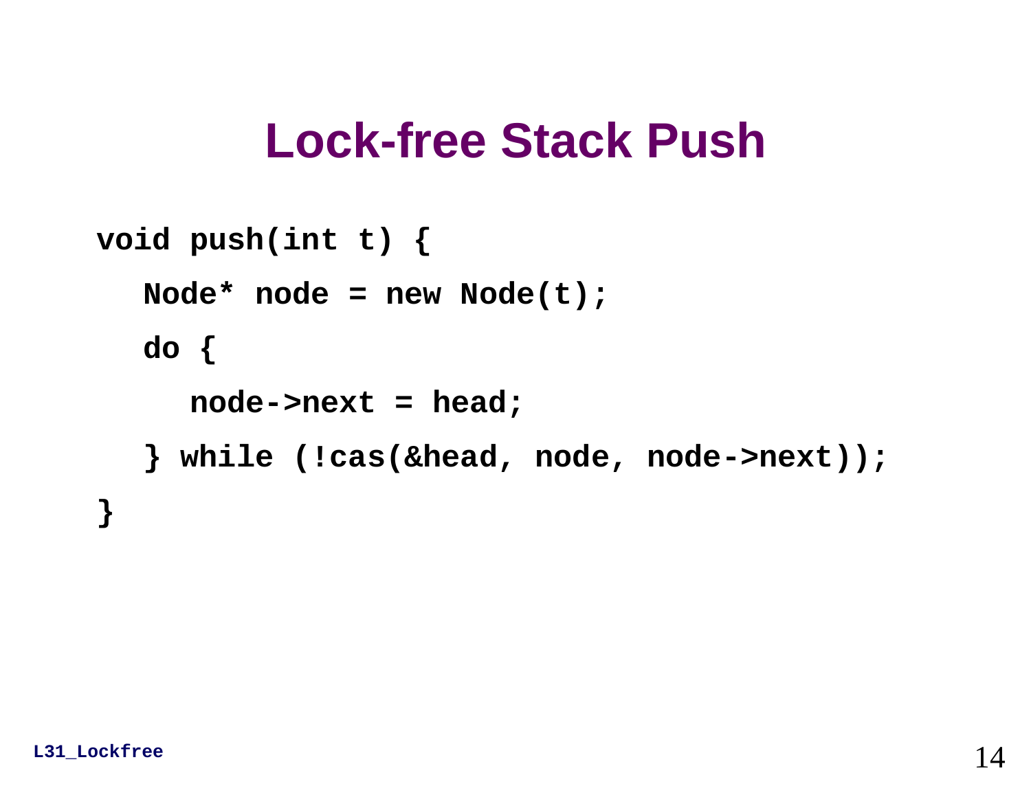# Lock-free Stack Push

```
void push(int t) {
   Node* node = new Node(t);
   do {
      node->next = head;
   } while (!cas(&head, node, node->next));
}
```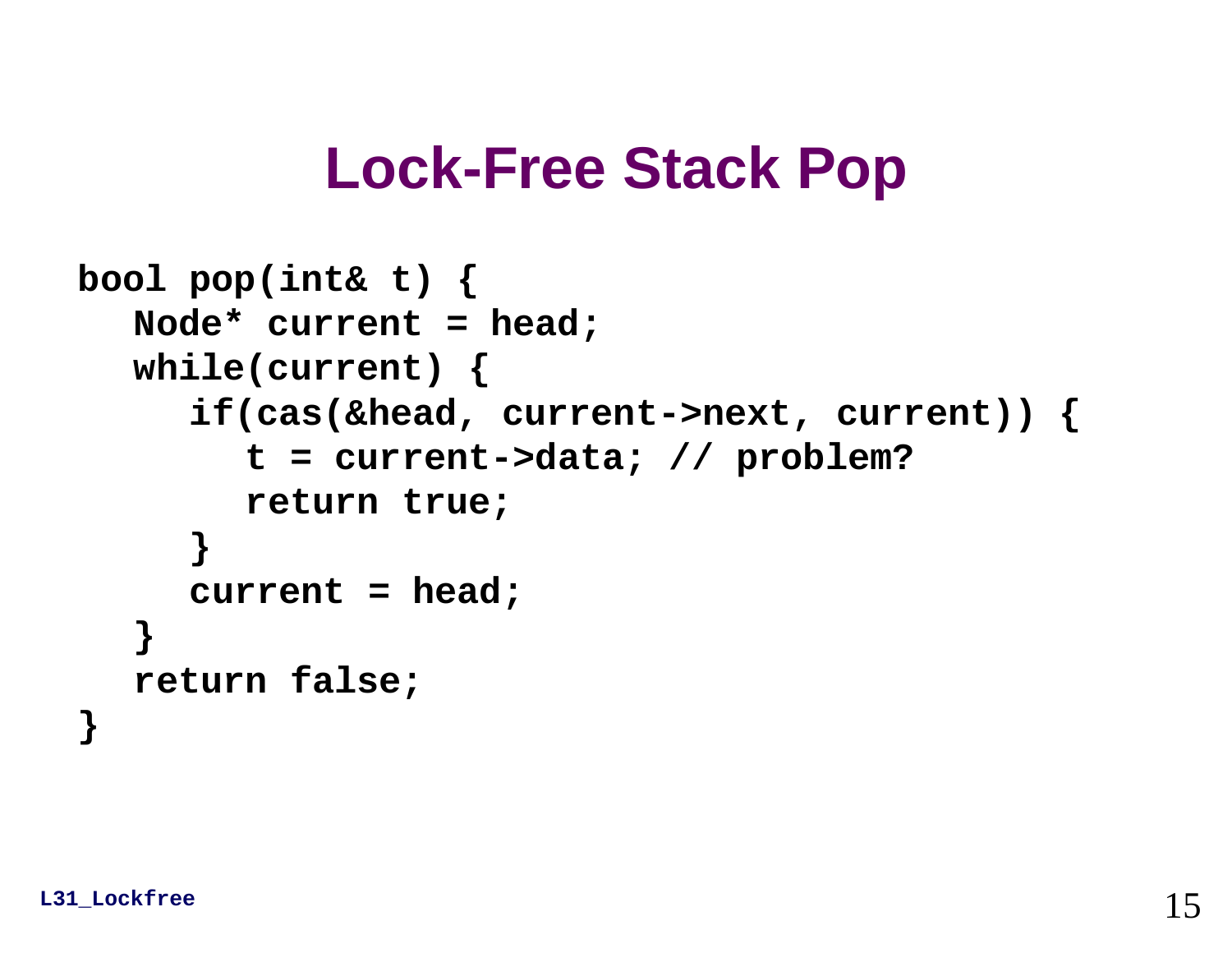# Lock-Free Stack Pop

```
bool pop(int& t) {
   Node* current = head;
   while(current) {
      if(cas(&head, current->next, current)) {
         t = current->data; // problem?
         return true;
      }
      current = head;
   }
   return false;
}
```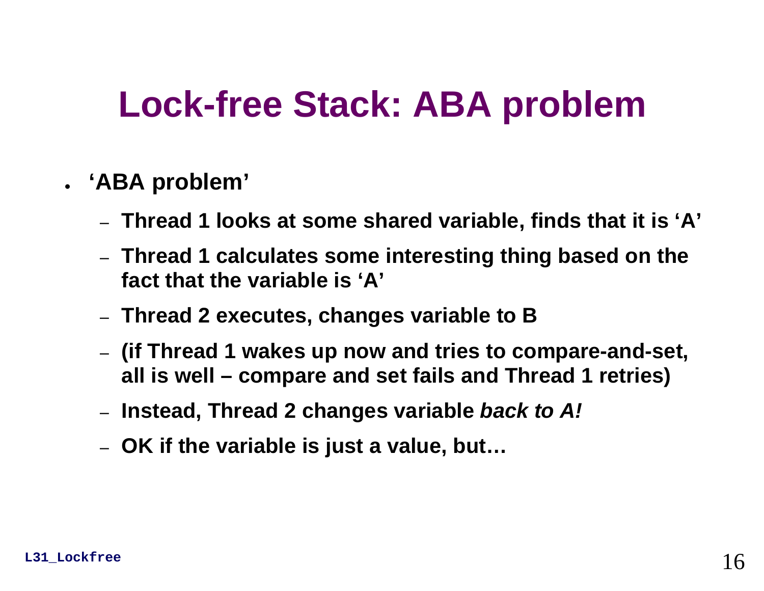# Lock-free Stack: ABA problem

- **'ABA problem'**
  - **Thread 1 looks at some shared variable, finds that it is 'A'**
  - **Thread 1 calculates some interesting thing based on the fact that the variable is 'A'**
  - **Thread 2 executes, changes variable to B**
  - **(if Thread 1 wakes up now and tries to compare-and-set, all is well – compare and set fails and Thread 1 retries)**
  - **Instead, Thread 2 changes variable *back to A!***
  - **OK if the variable is just a value, but…**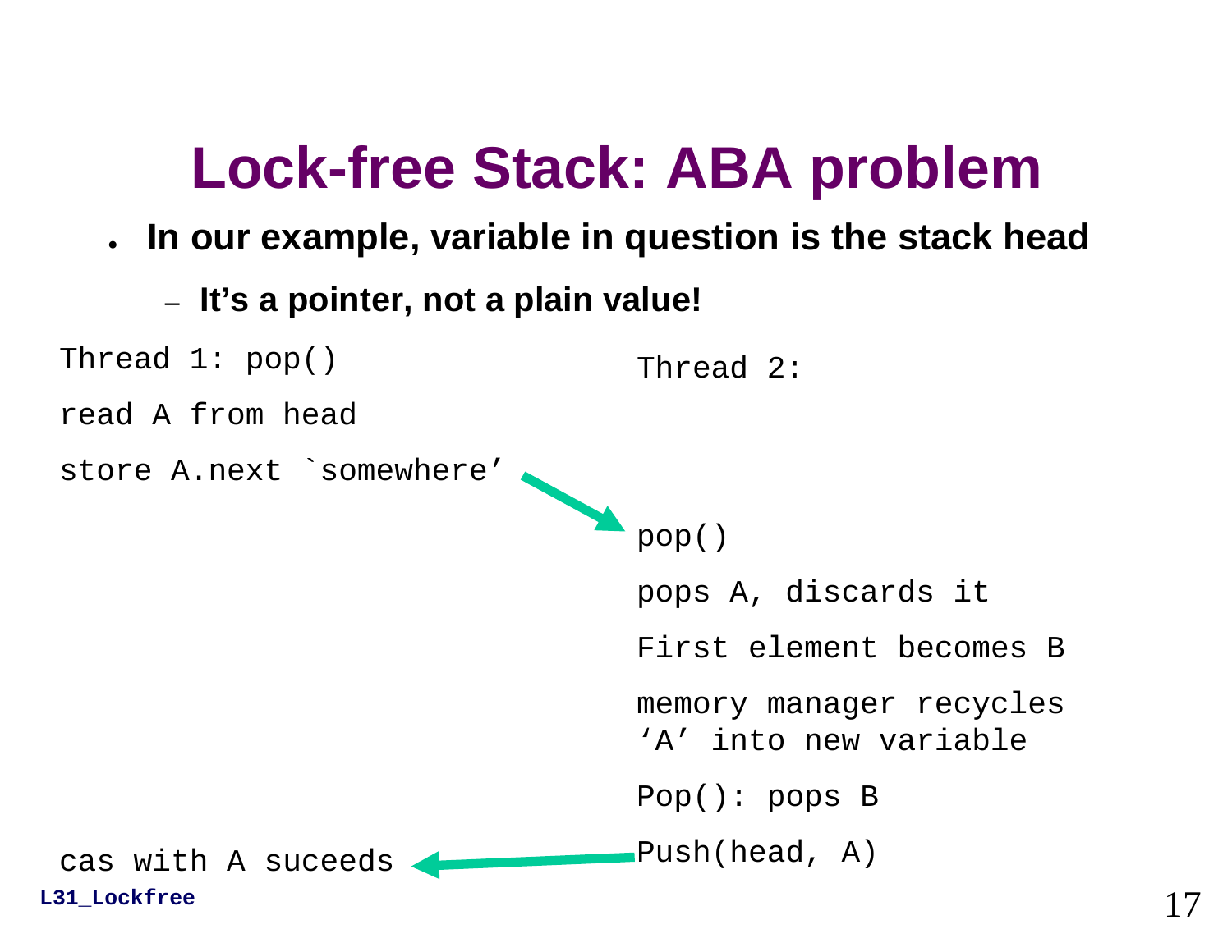# Lock-free Stack: ABA problem

- **In our example, variable in question is the stack head**
  - **It's a pointer, not a plain value!**

| Thread 1: pop() | Thread 2: |
| --- | --- |
| read A from head | |
| store A.next `somewhere' → | |
| | pop() |
| | pops A, discards it |
| | First element becomes B |
| | memory manager recycles 'A' into new variable |
| | Pop(): pops B |
| cas with A suceeds ← | Push(head, A) |

L31_Lockfree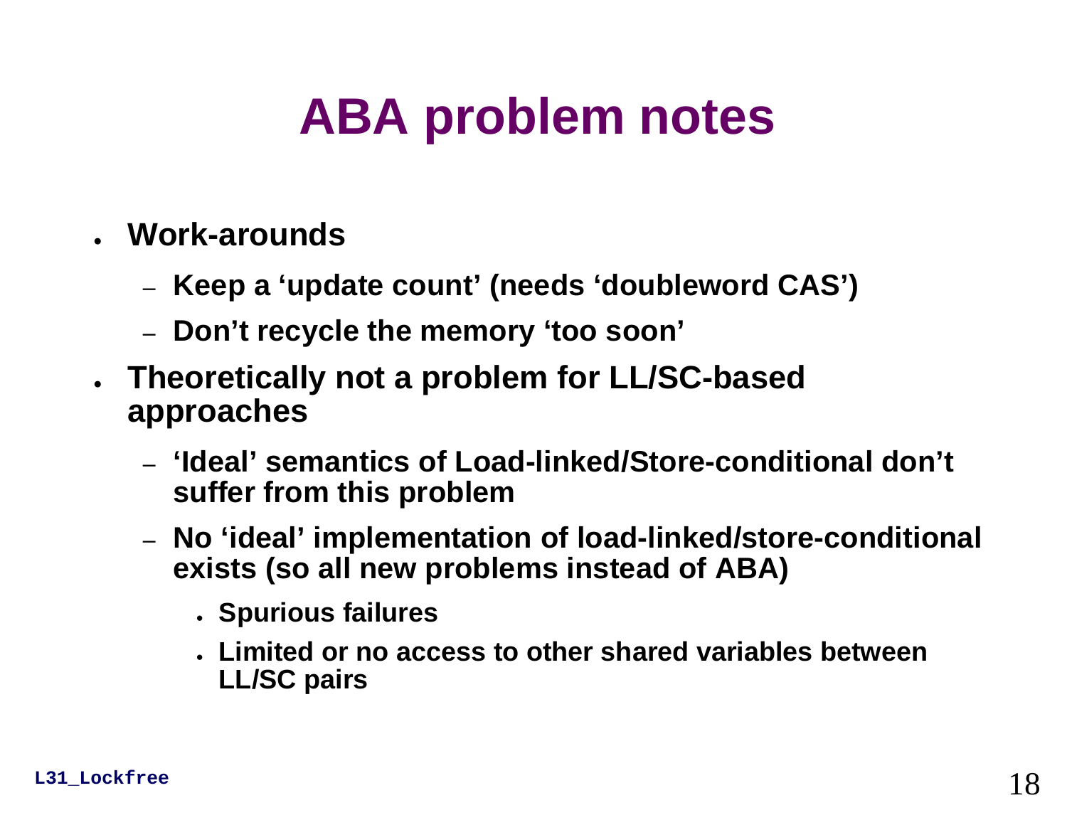# ABA problem notes

- **Work-arounds**
  - **Keep a 'update count' (needs 'doubleword CAS')**
  - **Don't recycle the memory 'too soon'**
- **Theoretically not a problem for LL/SC-based approaches**
  - **'Ideal' semantics of Load-linked/Store-conditional don't suffer from this problem**
  - **No 'ideal' implementation of load-linked/store-conditional exists (so all new problems instead of ABA)**
    - **Spurious failures**
    - **Limited or no access to other shared variables between LL/SC pairs**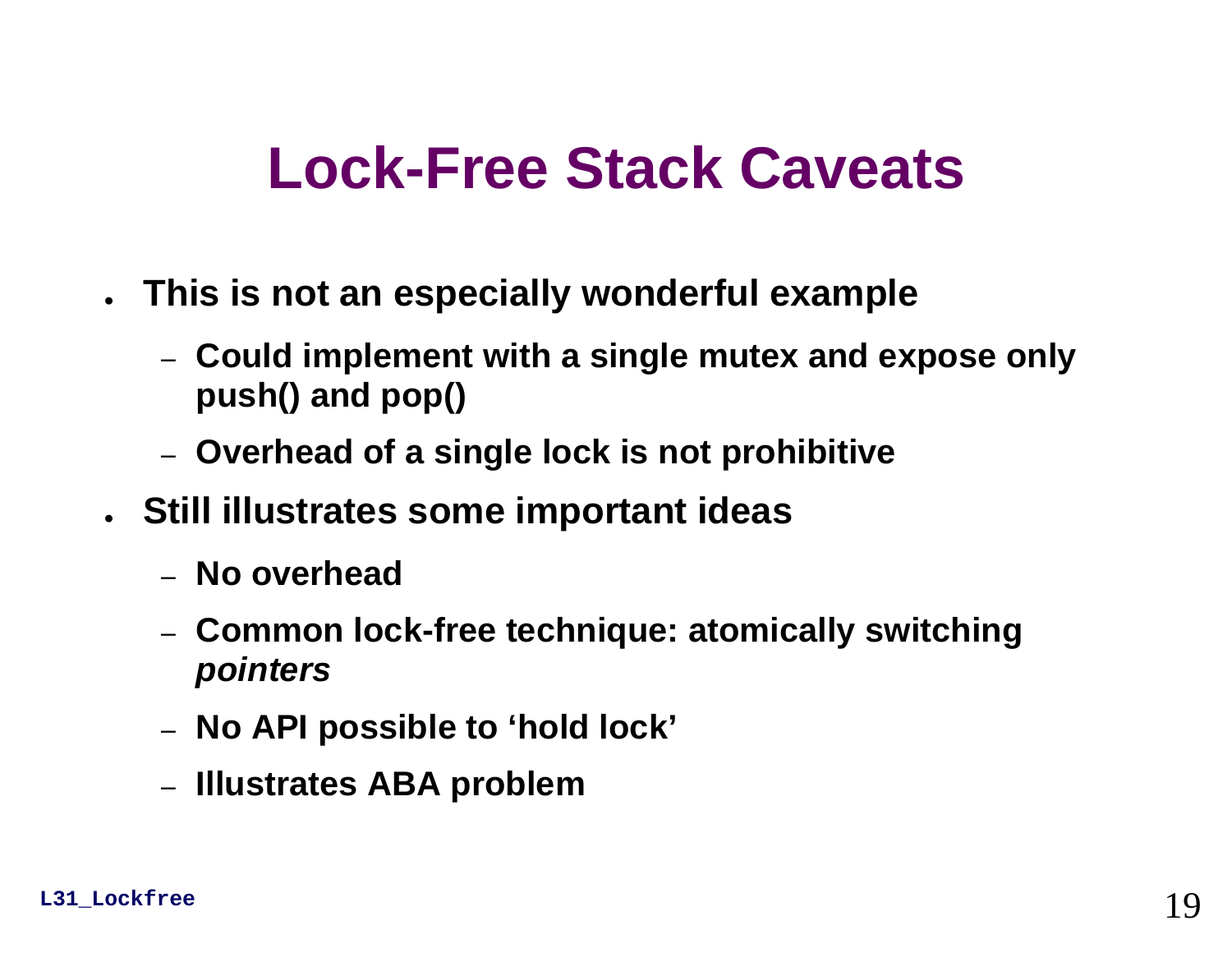# Lock-Free Stack Caveats

- **This is not an especially wonderful example**
  - **Could implement with a single mutex and expose only push() and pop()**
  - **Overhead of a single lock is not prohibitive**
- **Still illustrates some important ideas**
  - **No overhead**
  - **Common lock-free technique: atomically switching *pointers***
  - **No API possible to 'hold lock'**
  - **Illustrates ABA problem**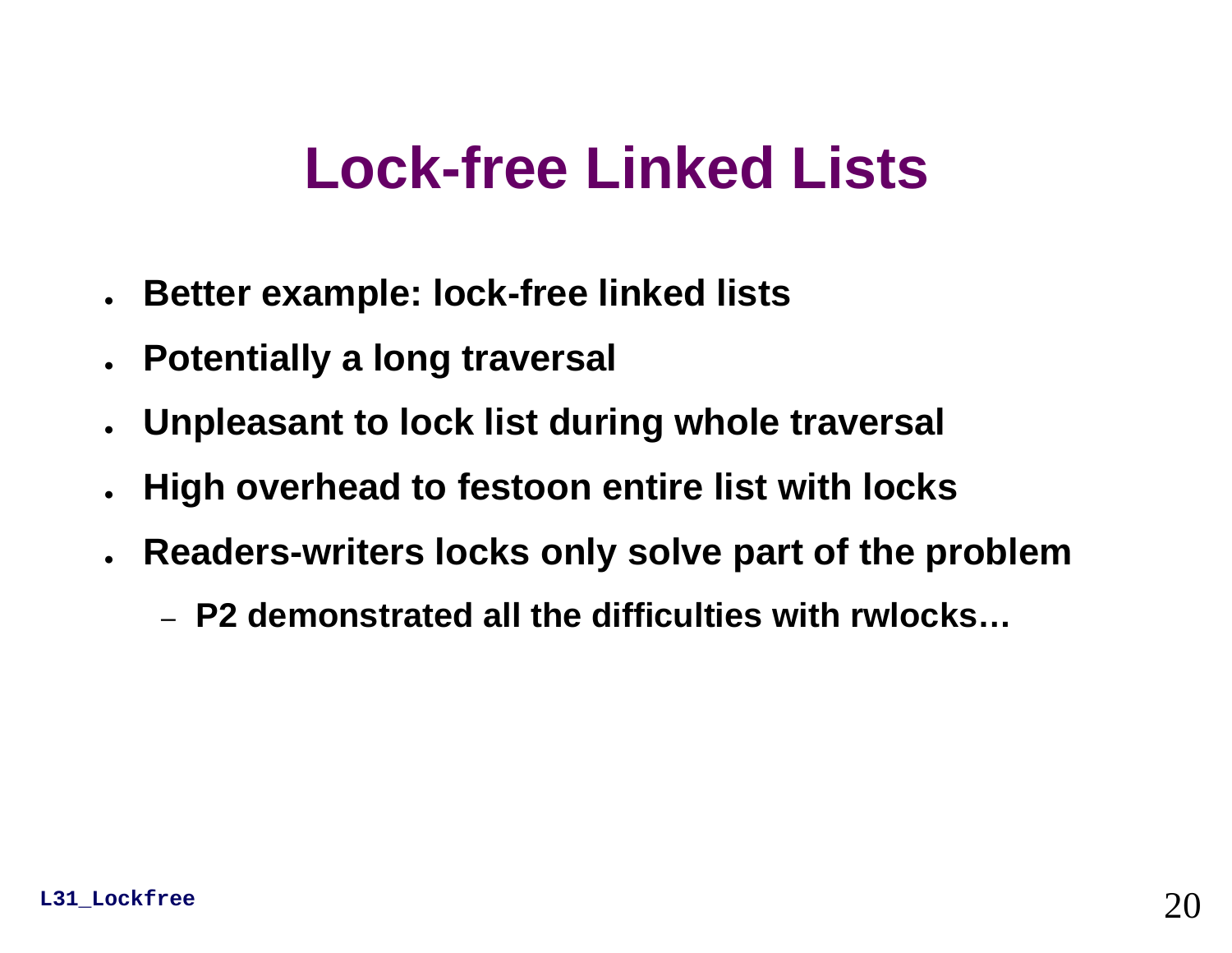# Lock-free Linked Lists

- Better example: lock-free linked lists
- Potentially a long traversal
- Unpleasant to lock list during whole traversal
- High overhead to festoon entire list with locks
- Readers-writers locks only solve part of the problem
  - P2 demonstrated all the difficulties with rwlocks…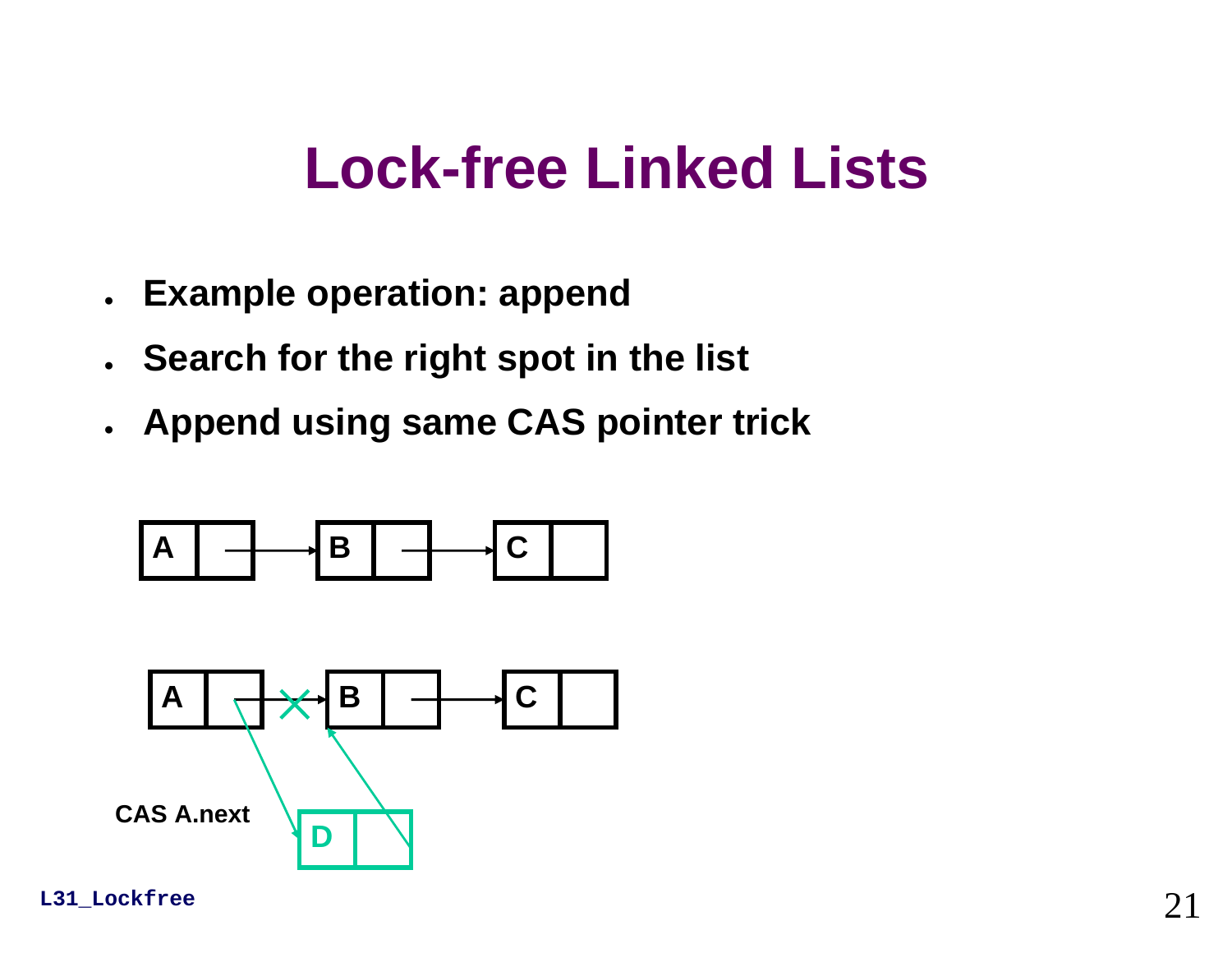# Lock-free Linked Lists

- **Example operation: append**
- **Search for the right spot in the list**
- **Append using same CAS pointer trick**

A → B → C

A ✕→ B → C

CAS A.next

D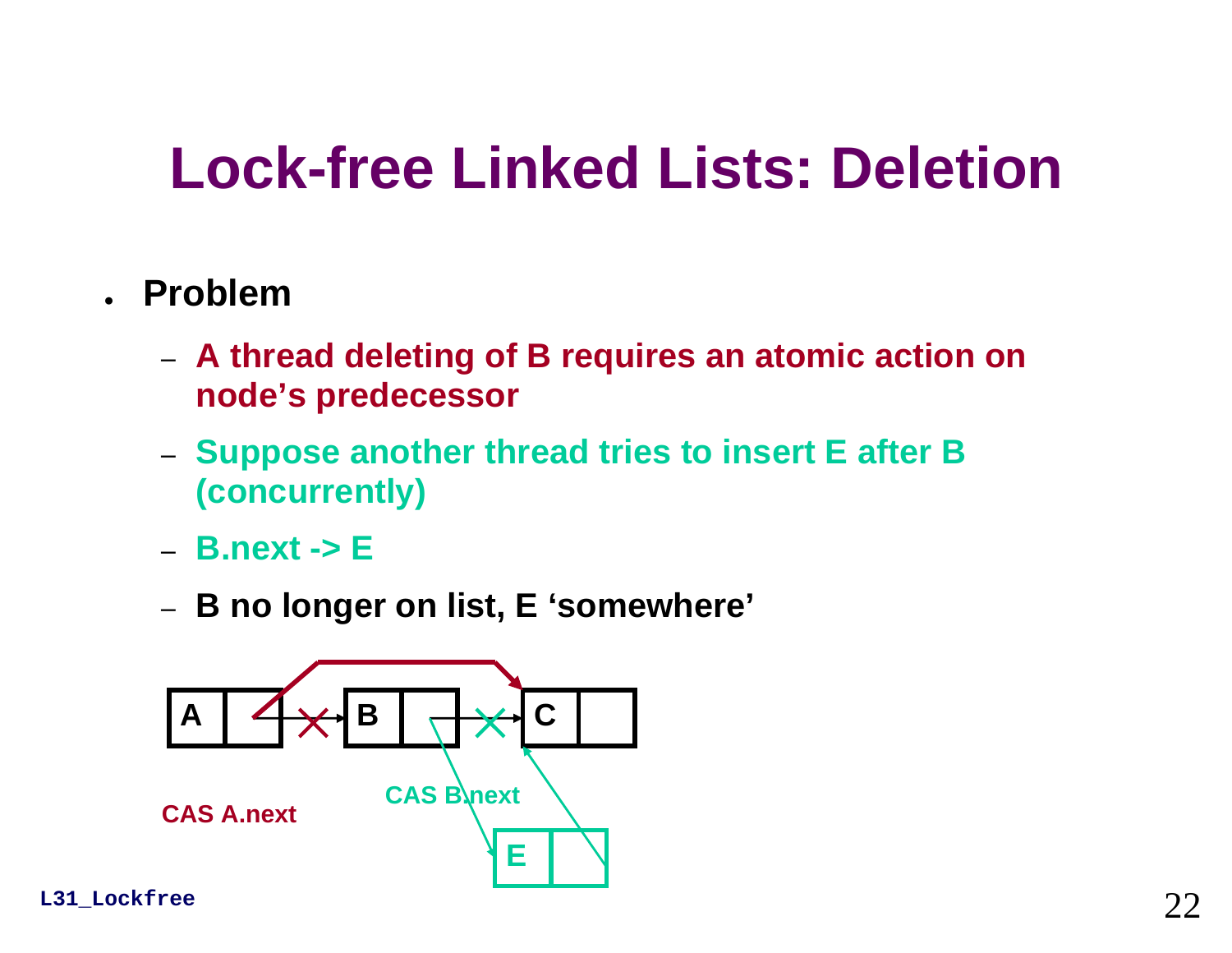# Lock-free Linked Lists: Deletion

- **Problem**
  - **A thread deleting of B requires an atomic action on node's predecessor**
  - **Suppose another thread tries to insert E after B (concurrently)**
  - **B.next -> E**
  - **B no longer on list, E 'somewhere'**

A | B | C

E

CAS A.next

CAS B.next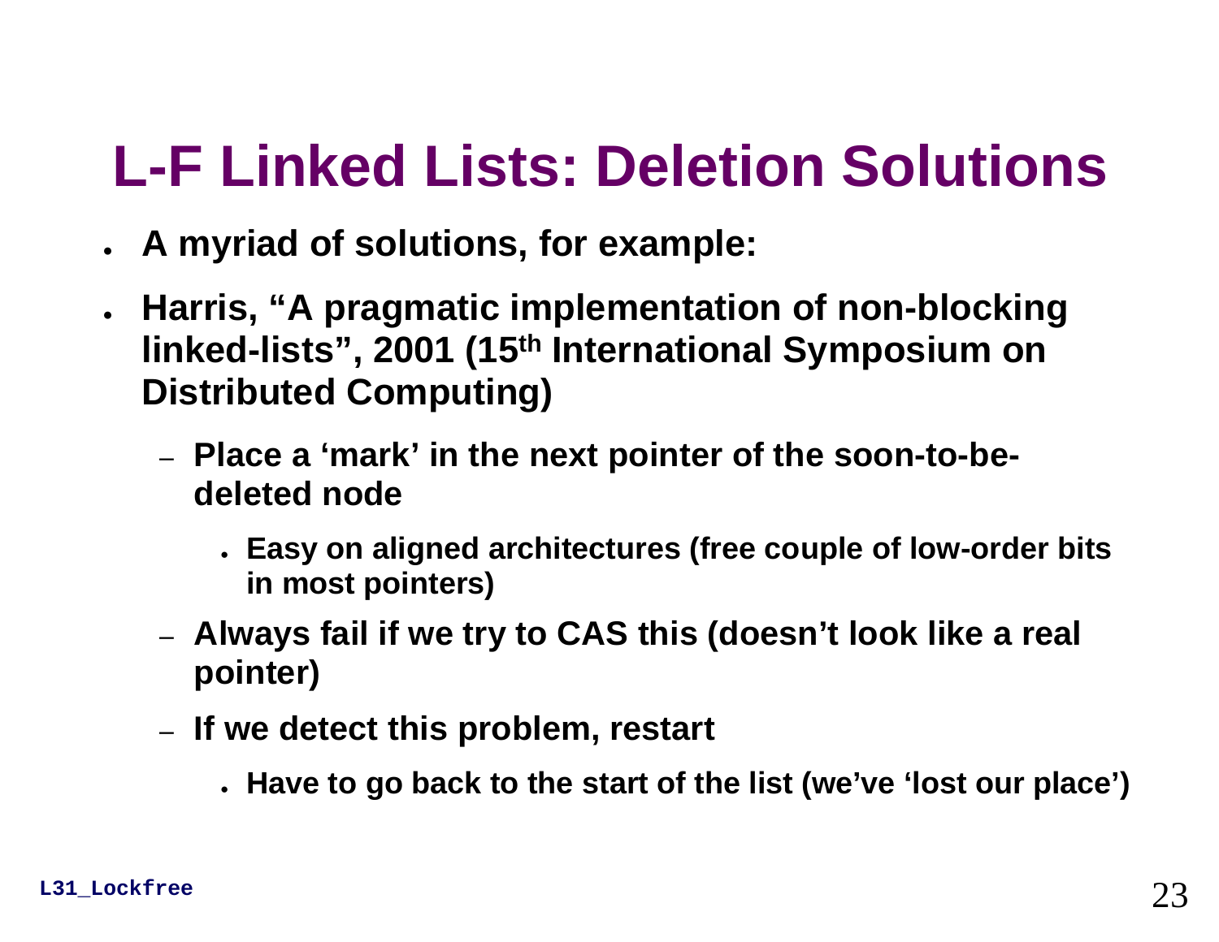# L-F Linked Lists: Deletion Solutions

- **A myriad of solutions, for example:**
- **Harris, "A pragmatic implementation of non-blocking linked-lists", 2001 (15th International Symposium on Distributed Computing)**
  - **Place a 'mark' in the next pointer of the soon-to-be-deleted node**
    - **Easy on aligned architectures (free couple of low-order bits in most pointers)**
  - **Always fail if we try to CAS this (doesn't look like a real pointer)**
  - **If we detect this problem, restart**
    - **Have to go back to the start of the list (we've 'lost our place')**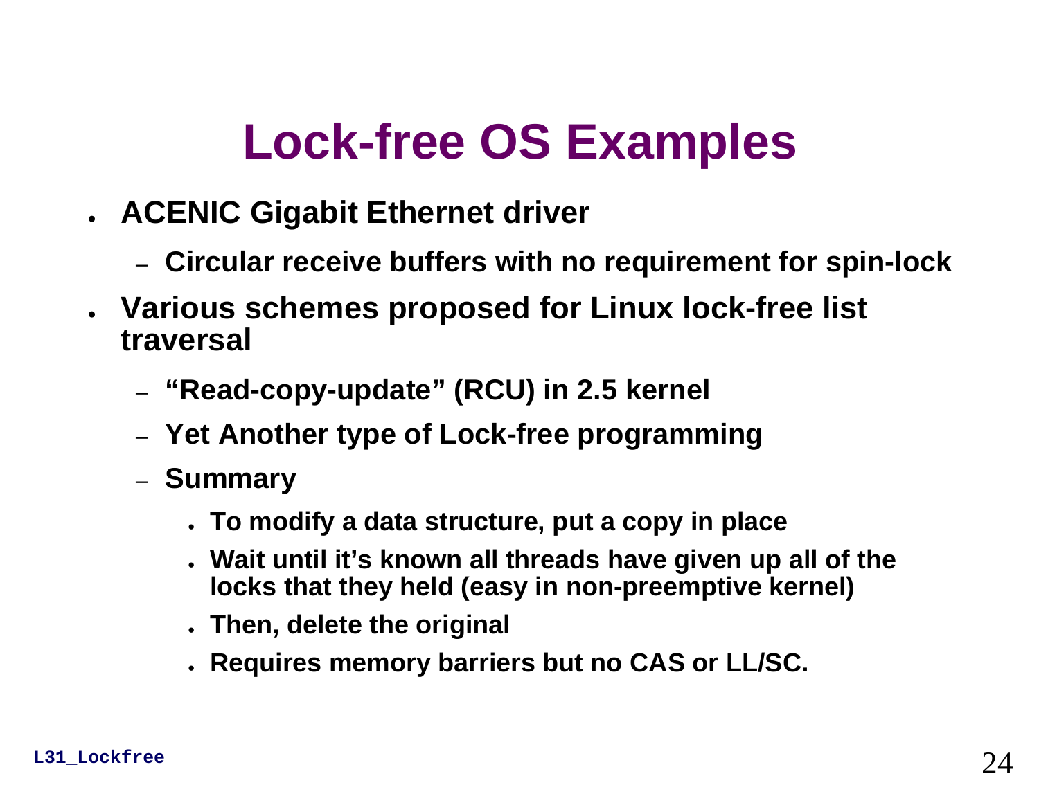# Lock-free OS Examples

- **ACENIC Gigabit Ethernet driver**
  - **Circular receive buffers with no requirement for spin-lock**
- **Various schemes proposed for Linux lock-free list traversal**
  - **“Read-copy-update” (RCU) in 2.5 kernel**
  - **Yet Another type of Lock-free programming**
  - **Summary**
    - **To modify a data structure, put a copy in place**
    - **Wait until it’s known all threads have given up all of the locks that they held (easy in non-preemptive kernel)**
    - **Then, delete the original**
    - **Requires memory barriers but no CAS or LL/SC.**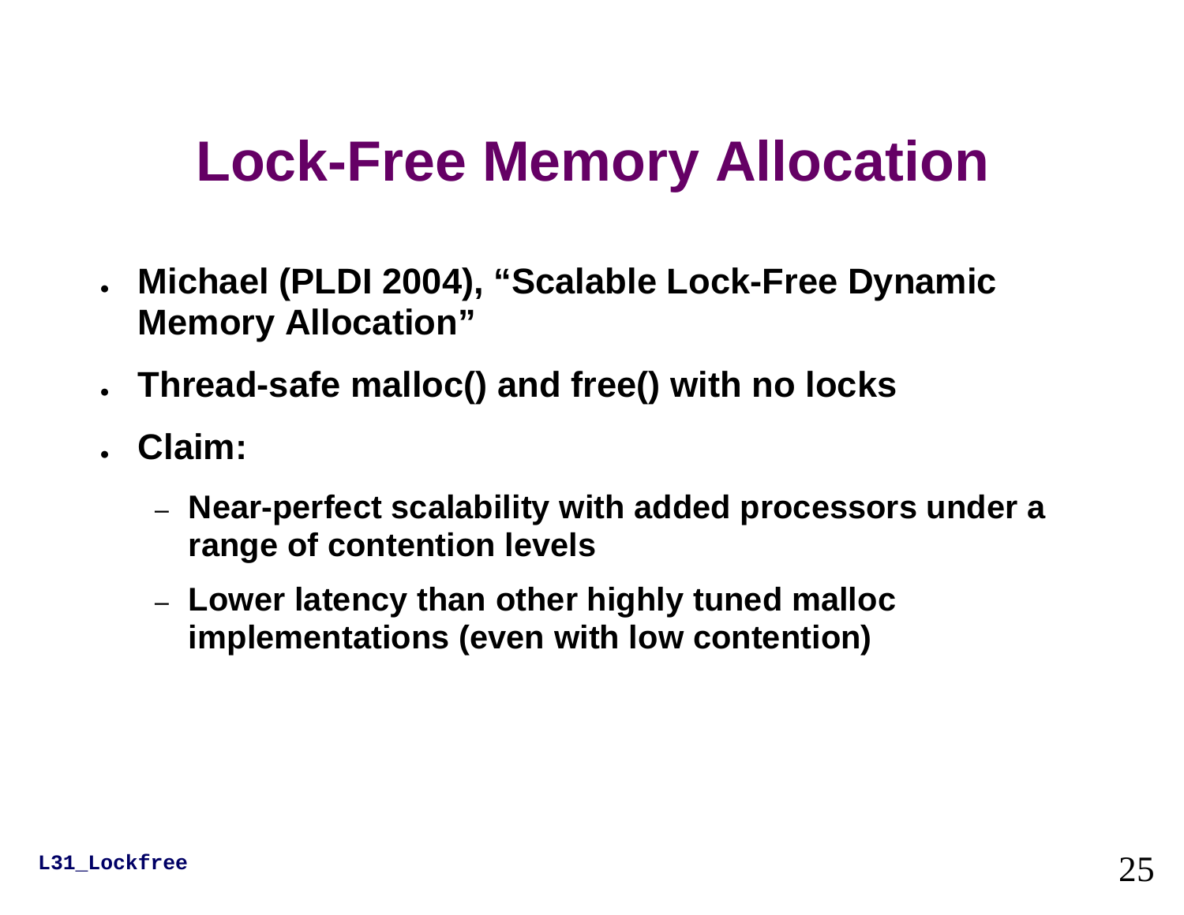# Lock-Free Memory Allocation

- **Michael (PLDI 2004), "Scalable Lock-Free Dynamic Memory Allocation"**
- **Thread-safe malloc() and free() with no locks**
- **Claim:**
  - **Near-perfect scalability with added processors under a range of contention levels**
  - **Lower latency than other highly tuned malloc implementations (even with low contention)**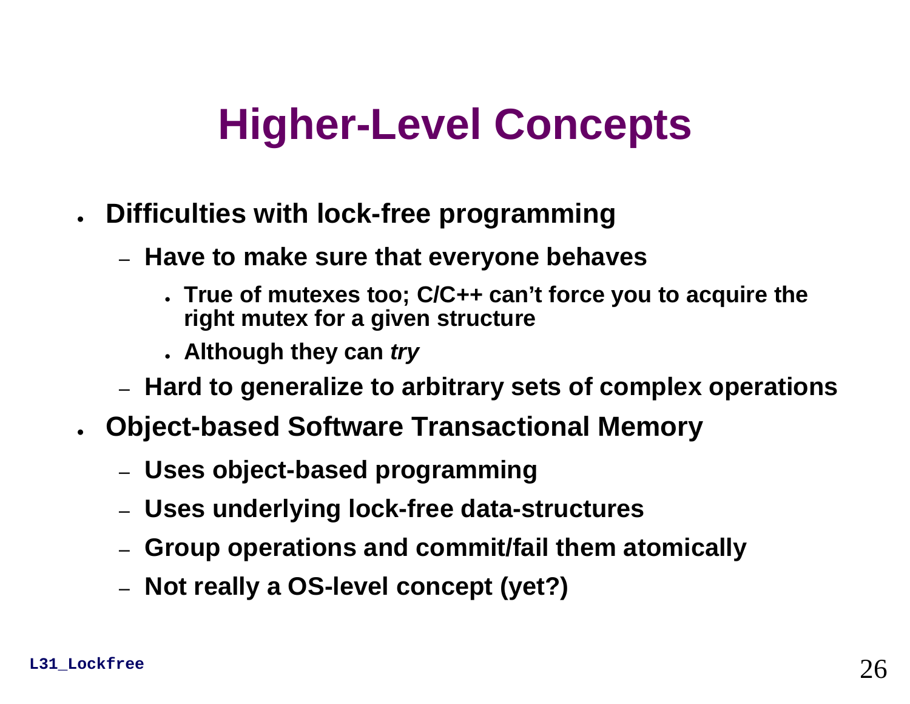# Higher-Level Concepts

- **Difficulties with lock-free programming**
  - **Have to make sure that everyone behaves**
    - **True of mutexes too; C/C++ can't force you to acquire the right mutex for a given structure**
    - **Although they can *try***
  - **Hard to generalize to arbitrary sets of complex operations**
- **Object-based Software Transactional Memory**
  - **Uses object-based programming**
  - **Uses underlying lock-free data-structures**
  - **Group operations and commit/fail them atomically**
  - **Not really a OS-level concept (yet?)**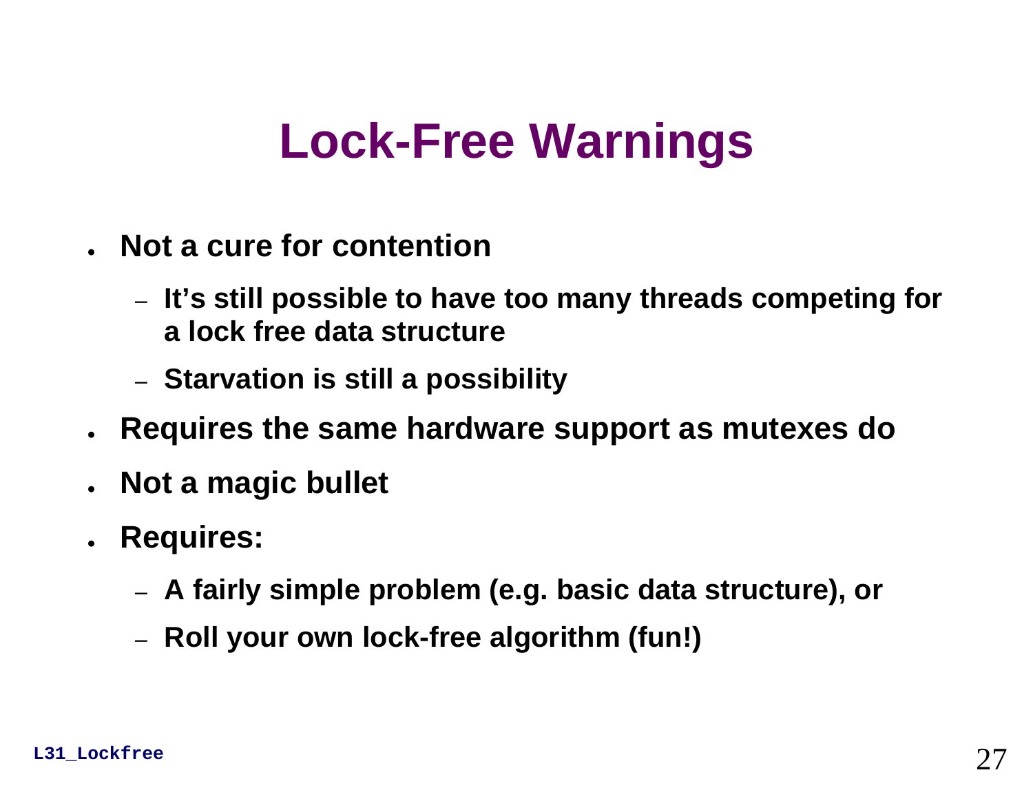# Lock-Free Warnings

- **Not a cure for contention**
  - **It's still possible to have too many threads competing for a lock free data structure**
  - **Starvation is still a possibility**
- **Requires the same hardware support as mutexes do**
- **Not a magic bullet**
- **Requires:**
  - **A fairly simple problem (e.g. basic data structure), or**
  - **Roll your own lock-free algorithm (fun!)**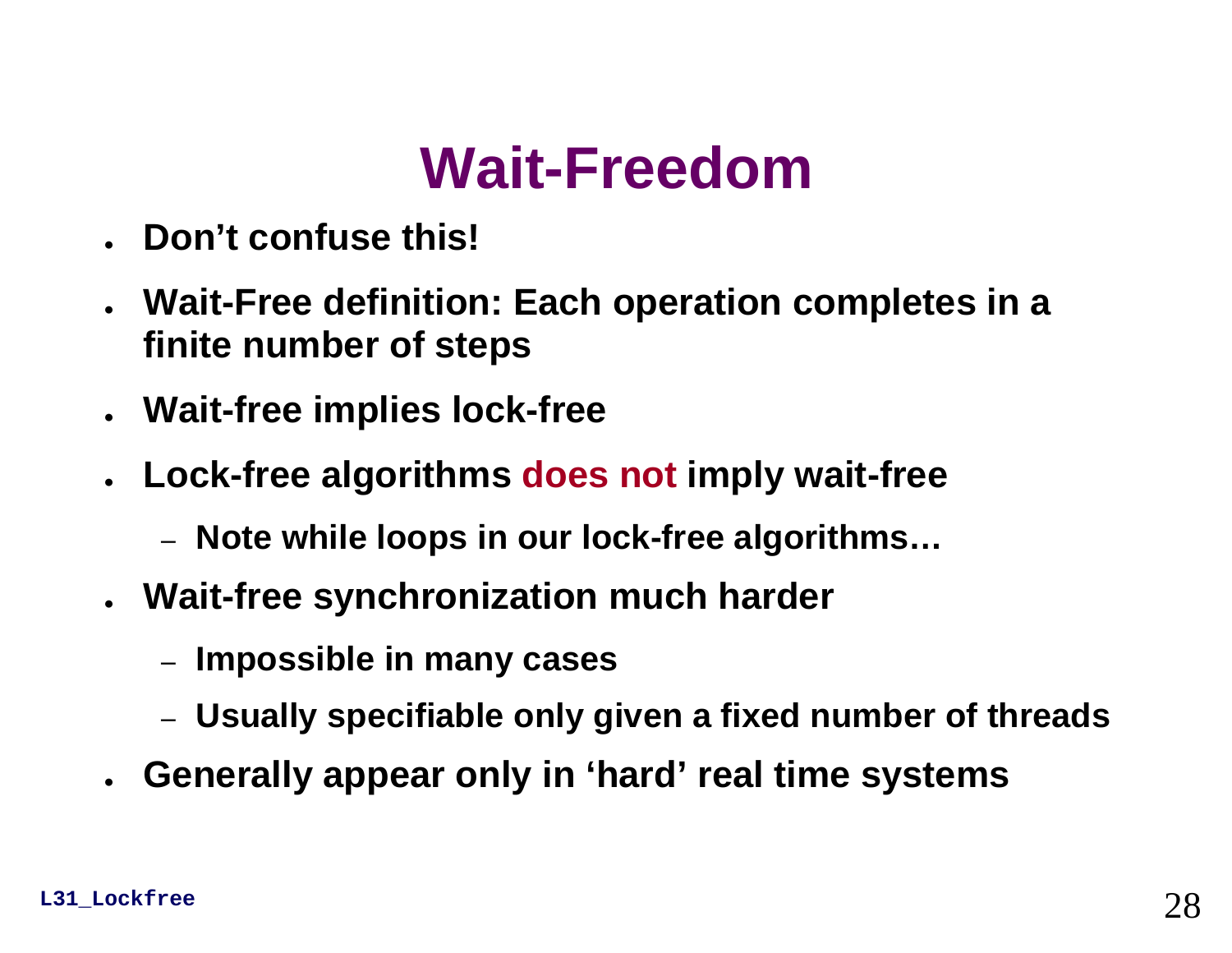# Wait-Freedom

- **Don't confuse this!**
- **Wait-Free definition: Each operation completes in a finite number of steps**
- **Wait-free implies lock-free**
- **Lock-free algorithms does not imply wait-free**
  - **Note while loops in our lock-free algorithms…**
- **Wait-free synchronization much harder**
  - **Impossible in many cases**
  - **Usually specifiable only given a fixed number of threads**
- **Generally appear only in 'hard' real time systems**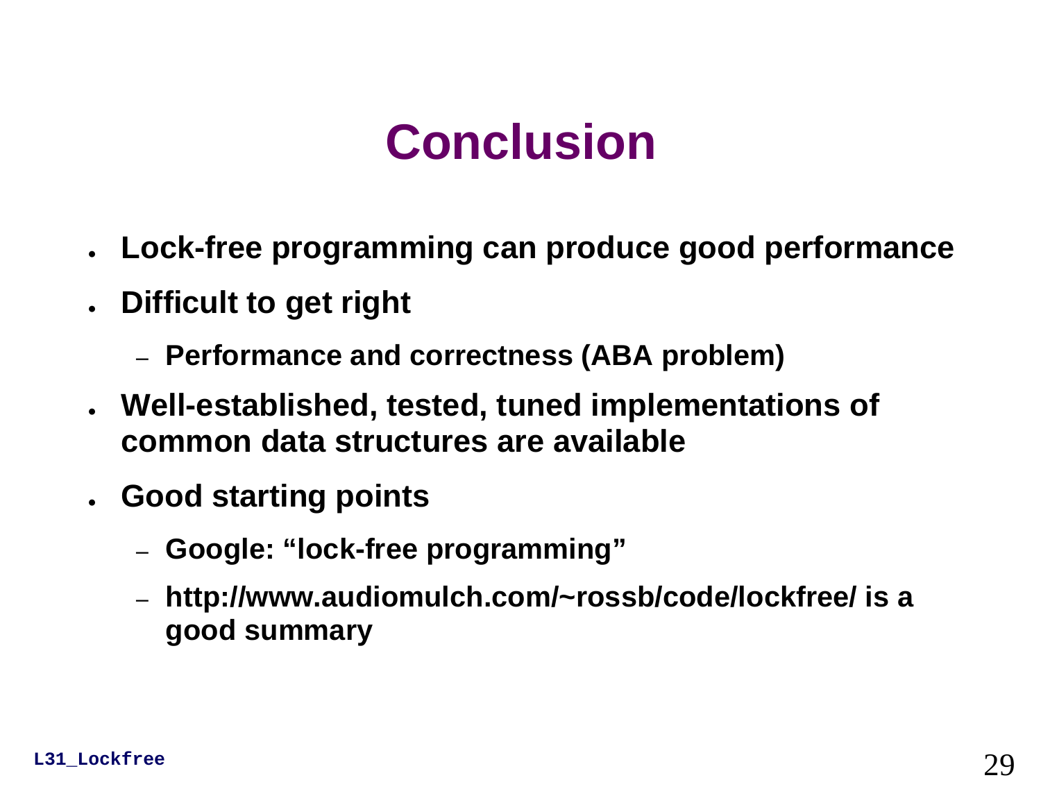# Conclusion

- **Lock-free programming can produce good performance**
- **Difficult to get right**
  - **Performance and correctness (ABA problem)**
- **Well-established, tested, tuned implementations of common data structures are available**
- **Good starting points**
  - **Google: “lock-free programming”**
  - **http://www.audiomulch.com/~rossb/code/lockfree/ is a good summary**